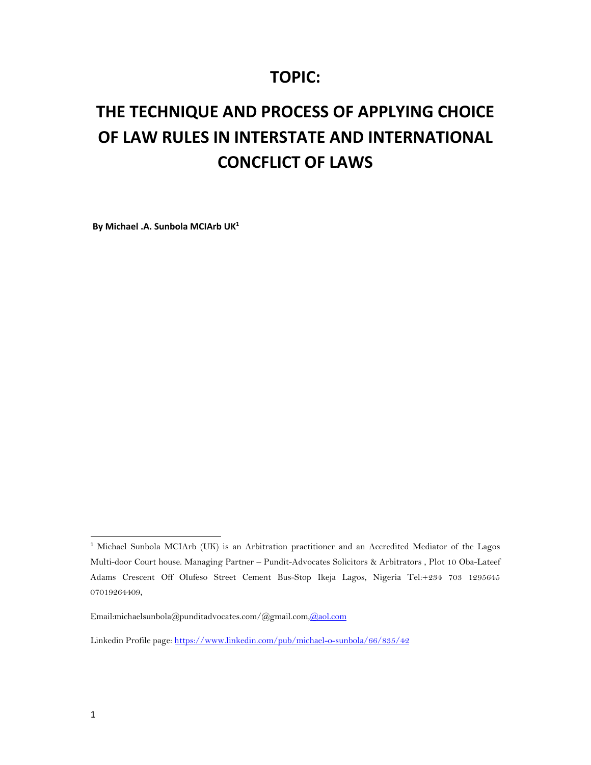# TOPIC:

# THE TECHNIQUE AND PROCESS OF APPLYING CHOICE OF LAW RULES IN INTERSTATE AND INTERNATIONAL CONCFLICT OF LAWS

**By Michael .A. Sunbola MCIArb UK[1]**

---

[1] Michael Sunbola MCIArb (UK) is an Arbitration practitioner and an Accredited Mediator of the Lagos Multi-door Court house. Managing Partner – Pundit-Advocates Solicitors & Arbitrators , Plot 10 Oba-Lateef Adams Crescent Off Olufeso Street Cement Bus-Stop Ikeja Lagos, Nigeria Tel:+234 703 1295645 07019264409,

Email:michaelsunbola@punditadvocates.com/@gmail.com,@aol.com

Linkedin Profile page: https://www.linkedin.com/pub/michael-o-sunbola/66/835/42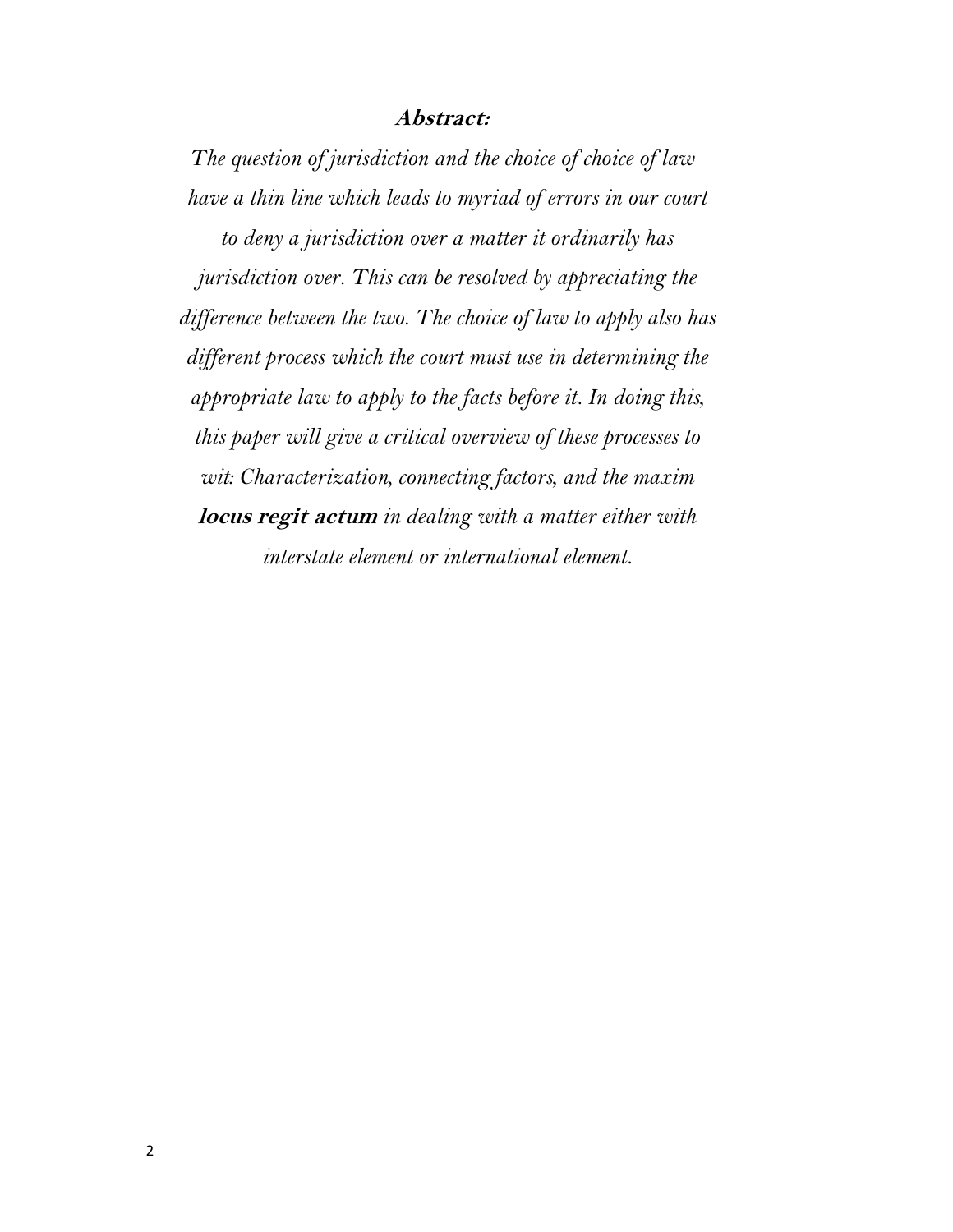**Abstract:**

*The question of jurisdiction and the choice of choice of law have a thin line which leads to myriad of errors in our court to deny a jurisdiction over a matter it ordinarily has jurisdiction over. This can be resolved by appreciating the difference between the two. The choice of law to apply also has different process which the court must use in determining the appropriate law to apply to the facts before it. In doing this, this paper will give a critical overview of these processes to wit: Characterization, connecting factors, and the maxim* ***locus regit actum*** *in dealing with a matter either with interstate element or international element.*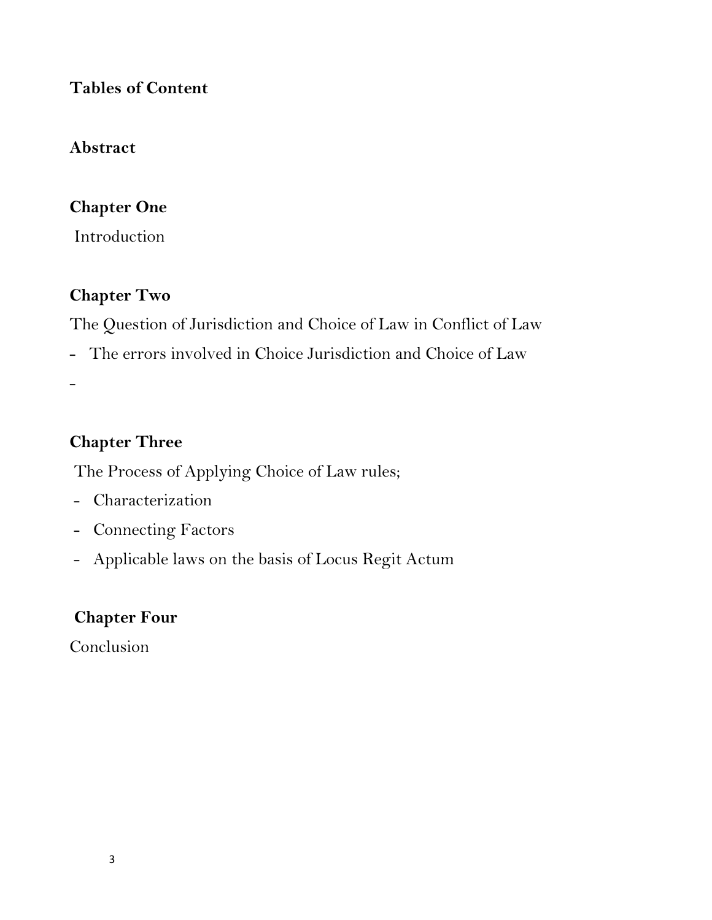**Tables of Content**

**Abstract**

**Chapter One**

Introduction

**Chapter Two**

The Question of Jurisdiction and Choice of Law in Conflict of Law

- The errors involved in Choice Jurisdiction and Choice of Law
-

**Chapter Three**

The Process of Applying Choice of Law rules;

- Characterization
- Connecting Factors
- Applicable laws on the basis of Locus Regit Actum

**Chapter Four**

Conclusion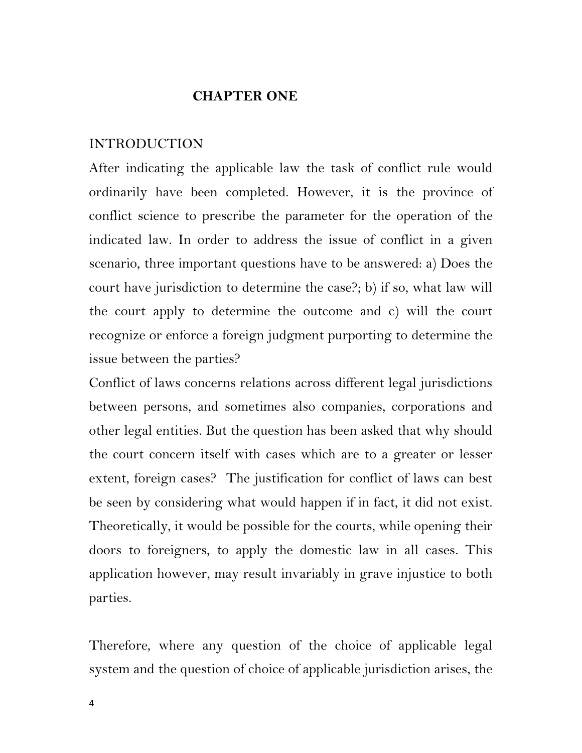# CHAPTER ONE

## INTRODUCTION

After indicating the applicable law the task of conflict rule would ordinarily have been completed. However, it is the province of conflict science to prescribe the parameter for the operation of the indicated law. In order to address the issue of conflict in a given scenario, three important questions have to be answered: a) Does the court have jurisdiction to determine the case?; b) if so, what law will the court apply to determine the outcome and c) will the court recognize or enforce a foreign judgment purporting to determine the issue between the parties?

Conflict of laws concerns relations across different legal jurisdictions between persons, and sometimes also companies, corporations and other legal entities. But the question has been asked that why should the court concern itself with cases which are to a greater or lesser extent, foreign cases? The justification for conflict of laws can best be seen by considering what would happen if in fact, it did not exist. Theoretically, it would be possible for the courts, while opening their doors to foreigners, to apply the domestic law in all cases. This application however, may result invariably in grave injustice to both parties.

Therefore, where any question of the choice of applicable legal system and the question of choice of applicable jurisdiction arises, the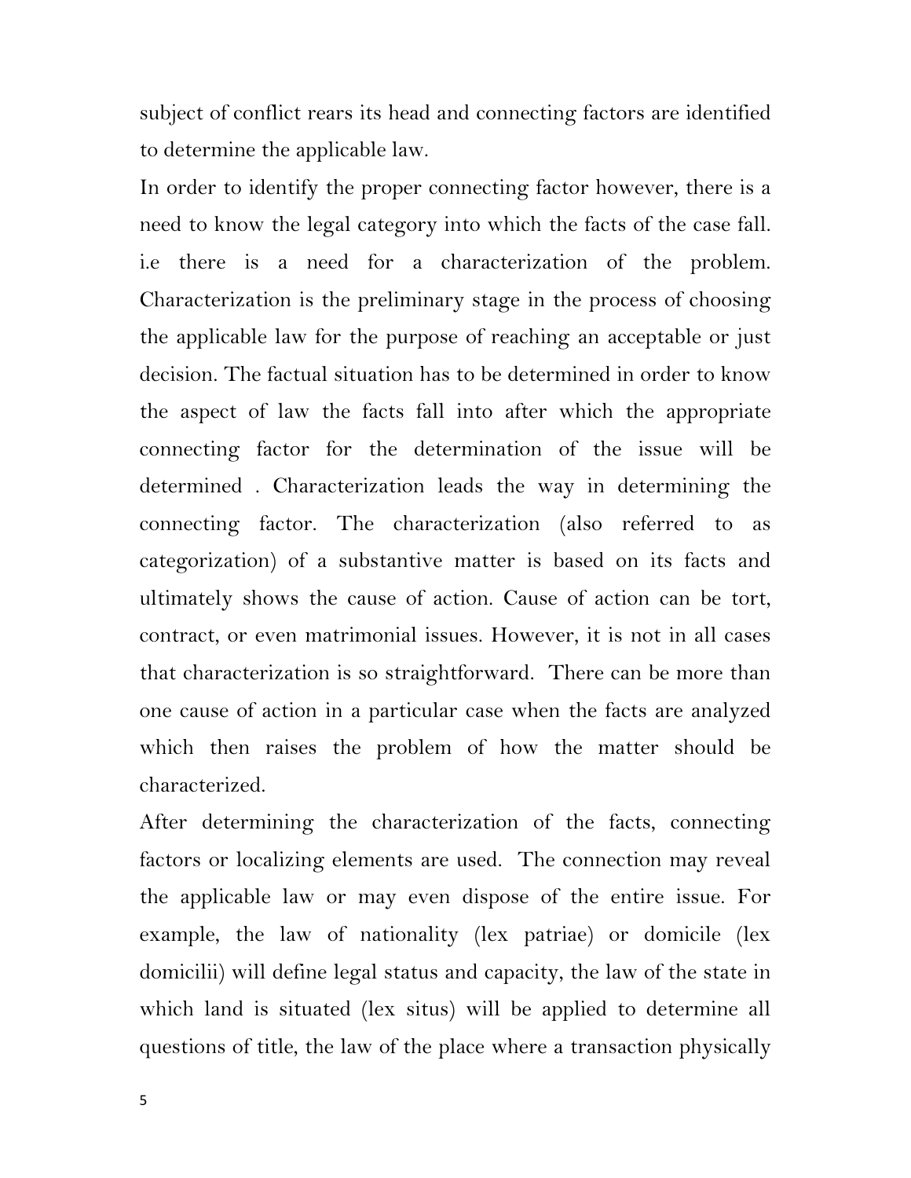subject of conflict rears its head and connecting factors are identified to determine the applicable law.

In order to identify the proper connecting factor however, there is a need to know the legal category into which the facts of the case fall. i.e there is a need for a characterization of the problem. Characterization is the preliminary stage in the process of choosing the applicable law for the purpose of reaching an acceptable or just decision. The factual situation has to be determined in order to know the aspect of law the facts fall into after which the appropriate connecting factor for the determination of the issue will be determined . Characterization leads the way in determining the connecting factor. The characterization (also referred to as categorization) of a substantive matter is based on its facts and ultimately shows the cause of action. Cause of action can be tort, contract, or even matrimonial issues. However, it is not in all cases that characterization is so straightforward. There can be more than one cause of action in a particular case when the facts are analyzed which then raises the problem of how the matter should be characterized.

After determining the characterization of the facts, connecting factors or localizing elements are used. The connection may reveal the applicable law or may even dispose of the entire issue. For example, the law of nationality (lex patriae) or domicile (lex domicilii) will define legal status and capacity, the law of the state in which land is situated (lex situs) will be applied to determine all questions of title, the law of the place where a transaction physically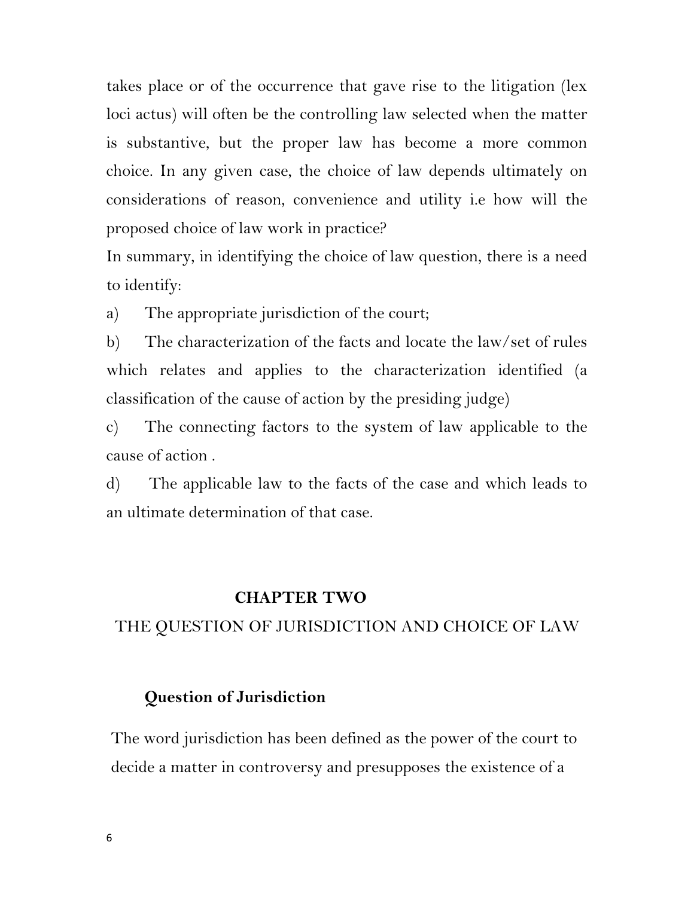takes place or of the occurrence that gave rise to the litigation (lex loci actus) will often be the controlling law selected when the matter is substantive, but the proper law has become a more common choice. In any given case, the choice of law depends ultimately on considerations of reason, convenience and utility i.e how will the proposed choice of law work in practice?

In summary, in identifying the choice of law question, there is a need to identify:

a) The appropriate jurisdiction of the court;

b) The characterization of the facts and locate the law/set of rules which relates and applies to the characterization identified (a classification of the cause of action by the presiding judge)

c) The connecting factors to the system of law applicable to the cause of action .

d) The applicable law to the facts of the case and which leads to an ultimate determination of that case.

# CHAPTER TWO

## THE QUESTION OF JURISDICTION AND CHOICE OF LAW

### Question of Jurisdiction

The word jurisdiction has been defined as the power of the court to decide a matter in controversy and presupposes the existence of a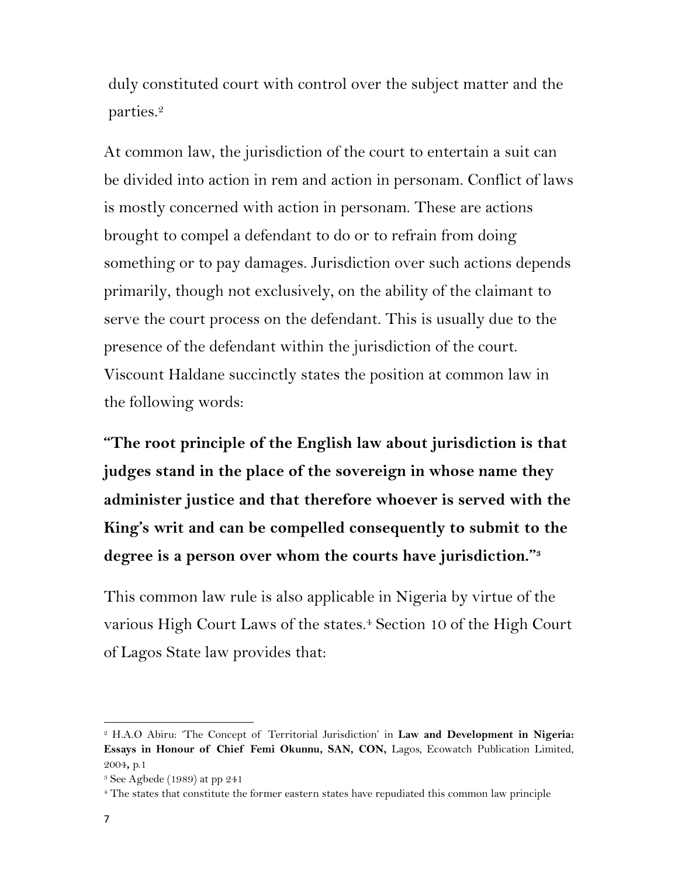duly constituted court with control over the subject matter and the parties.[2]

At common law, the jurisdiction of the court to entertain a suit can be divided into action in rem and action in personam. Conflict of laws is mostly concerned with action in personam. These are actions brought to compel a defendant to do or to refrain from doing something or to pay damages. Jurisdiction over such actions depends primarily, though not exclusively, on the ability of the claimant to serve the court process on the defendant. This is usually due to the presence of the defendant within the jurisdiction of the court. Viscount Haldane succinctly states the position at common law in the following words:

**"The root principle of the English law about jurisdiction is that judges stand in the place of the sovereign in whose name they administer justice and that therefore whoever is served with the King's writ and can be compelled consequently to submit to the degree is a person over whom the courts have jurisdiction."**[3]

This common law rule is also applicable in Nigeria by virtue of the various High Court Laws of the states.[4] Section 10 of the High Court of Lagos State law provides that:

---

[2] H.A.O Abiru: 'The Concept of Territorial Jurisdiction' in **Law and Development in Nigeria: Essays in Honour of Chief Femi Okunnu, SAN, CON,** Lagos, Ecowatch Publication Limited, 2004, p.1

[3] See Agbede (1989) at pp 241

[4] The states that constitute the former eastern states have repudiated this common law principle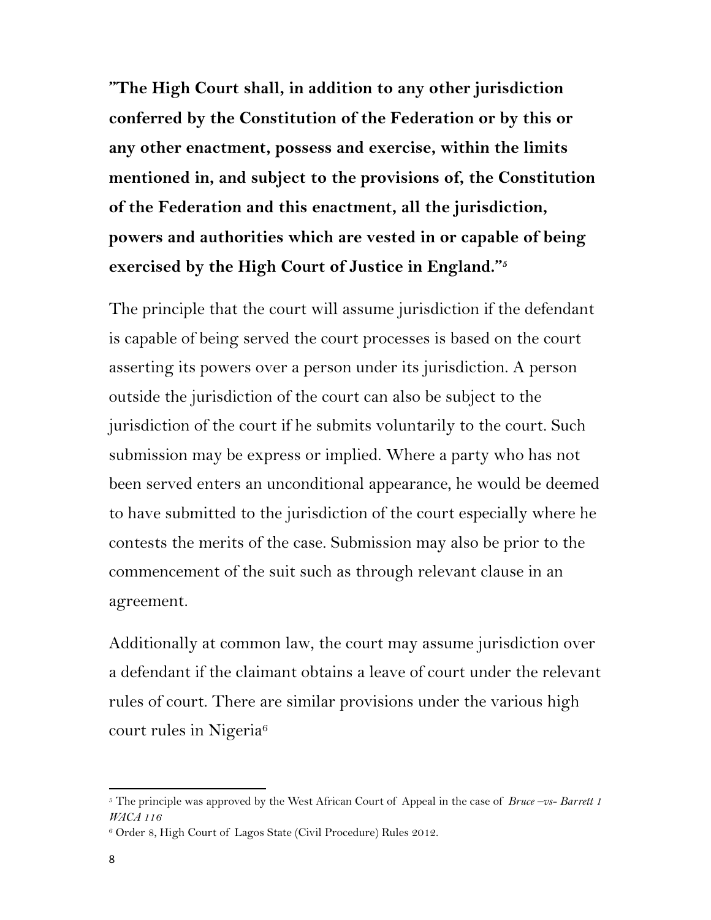**"The High Court shall, in addition to any other jurisdiction conferred by the Constitution of the Federation or by this or any other enactment, possess and exercise, within the limits mentioned in, and subject to the provisions of, the Constitution of the Federation and this enactment, all the jurisdiction, powers and authorities which are vested in or capable of being exercised by the High Court of Justice in England."**[5]

The principle that the court will assume jurisdiction if the defendant is capable of being served the court processes is based on the court asserting its powers over a person under its jurisdiction. A person outside the jurisdiction of the court can also be subject to the jurisdiction of the court if he submits voluntarily to the court. Such submission may be express or implied. Where a party who has not been served enters an unconditional appearance, he would be deemed to have submitted to the jurisdiction of the court especially where he contests the merits of the case. Submission may also be prior to the commencement of the suit such as through relevant clause in an agreement.

Additionally at common law, the court may assume jurisdiction over a defendant if the claimant obtains a leave of court under the relevant rules of court. There are similar provisions under the various high court rules in Nigeria[6]

---

[5] The principle was approved by the West African Court of Appeal in the case of *Bruce –vs- Barrett 1 WACA 116*

[6] Order 8, High Court of Lagos State (Civil Procedure) Rules 2012.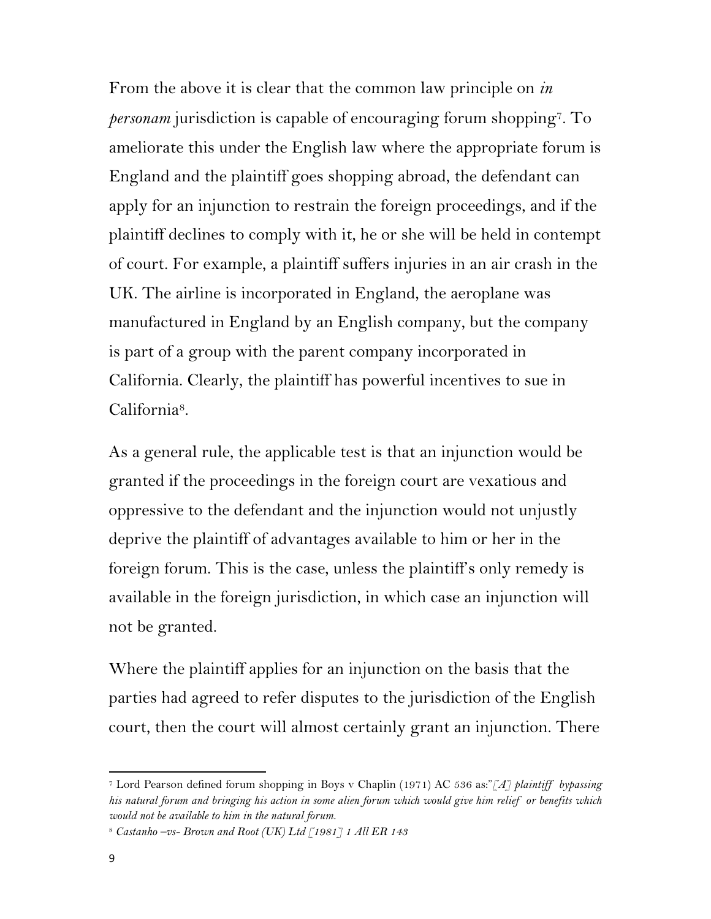From the above it is clear that the common law principle on *in personam* jurisdiction is capable of encouraging forum shopping[7]. To ameliorate this under the English law where the appropriate forum is England and the plaintiff goes shopping abroad, the defendant can apply for an injunction to restrain the foreign proceedings, and if the plaintiff declines to comply with it, he or she will be held in contempt of court. For example, a plaintiff suffers injuries in an air crash in the UK. The airline is incorporated in England, the aeroplane was manufactured in England by an English company, but the company is part of a group with the parent company incorporated in California. Clearly, the plaintiff has powerful incentives to sue in California[8].

As a general rule, the applicable test is that an injunction would be granted if the proceedings in the foreign court are vexatious and oppressive to the defendant and the injunction would not unjustly deprive the plaintiff of advantages available to him or her in the foreign forum. This is the case, unless the plaintiff's only remedy is available in the foreign jurisdiction, in which case an injunction will not be granted.

Where the plaintiff applies for an injunction on the basis that the parties had agreed to refer disputes to the jurisdiction of the English court, then the court will almost certainly grant an injunction. There

---

[7] Lord Pearson defined forum shopping in Boys v Chaplin (1971) AC 536 as:"*[A] plaintiff bypassing his natural forum and bringing his action in some alien forum which would give him relief or benefits which would not be available to him in the natural forum.*

[8] *Castanho –vs- Brown and Root (UK) Ltd [1981] 1 All ER 143*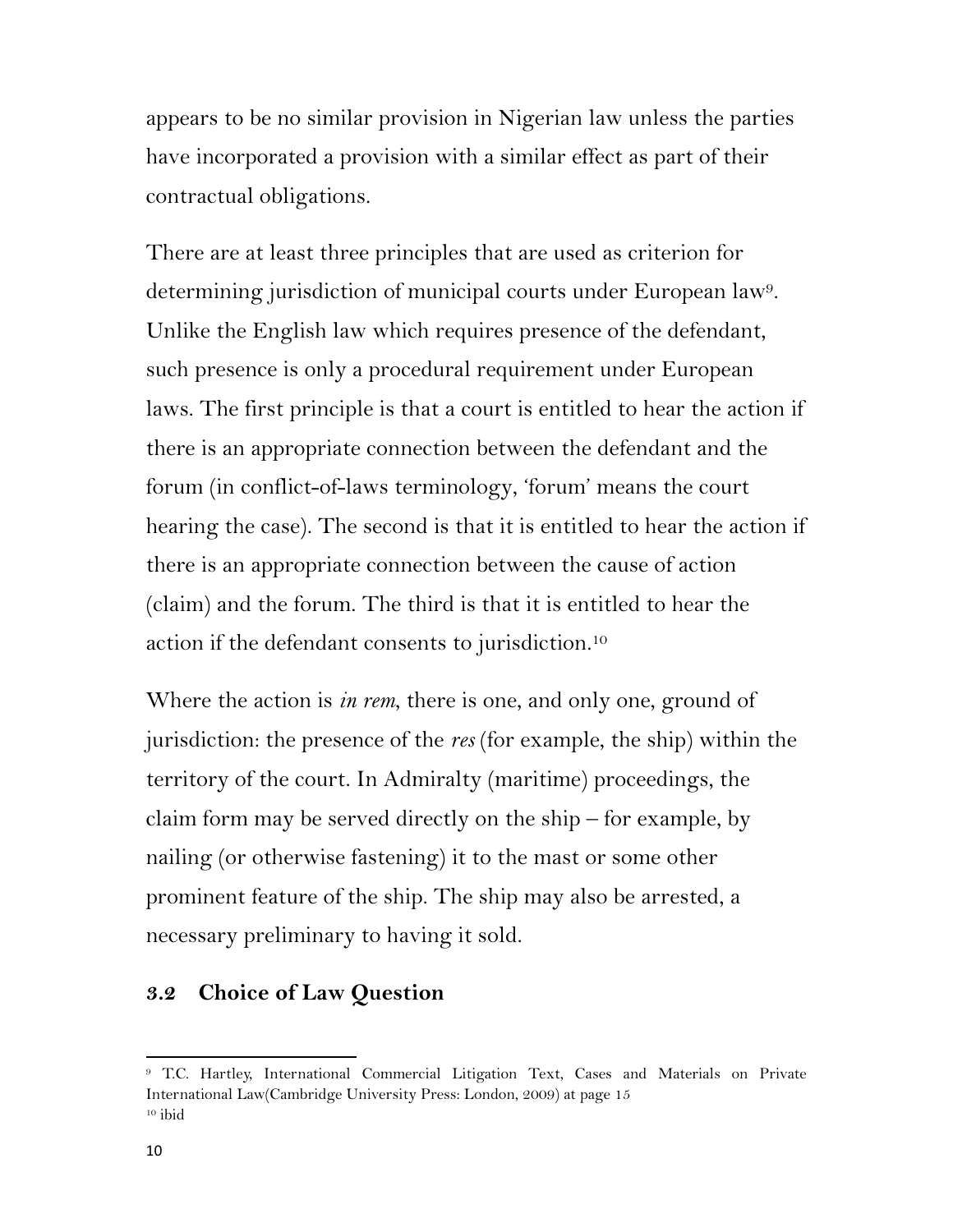appears to be no similar provision in Nigerian law unless the parties have incorporated a provision with a similar effect as part of their contractual obligations.

There are at least three principles that are used as criterion for determining jurisdiction of municipal courts under European law[9]. Unlike the English law which requires presence of the defendant, such presence is only a procedural requirement under European laws. The first principle is that a court is entitled to hear the action if there is an appropriate connection between the defendant and the forum (in conflict-of-laws terminology, 'forum' means the court hearing the case). The second is that it is entitled to hear the action if there is an appropriate connection between the cause of action (claim) and the forum. The third is that it is entitled to hear the action if the defendant consents to jurisdiction.[10]

Where the action is *in rem*, there is one, and only one, ground of jurisdiction: the presence of the *res* (for example, the ship) within the territory of the court. In Admiralty (maritime) proceedings, the claim form may be served directly on the ship – for example, by nailing (or otherwise fastening) it to the mast or some other prominent feature of the ship. The ship may also be arrested, a necessary preliminary to having it sold.

### *3.2* Choice of Law Question

---

[9] T.C. Hartley, International Commercial Litigation Text, Cases and Materials on Private International Law(Cambridge University Press: London, 2009) at page 15

[10] ibid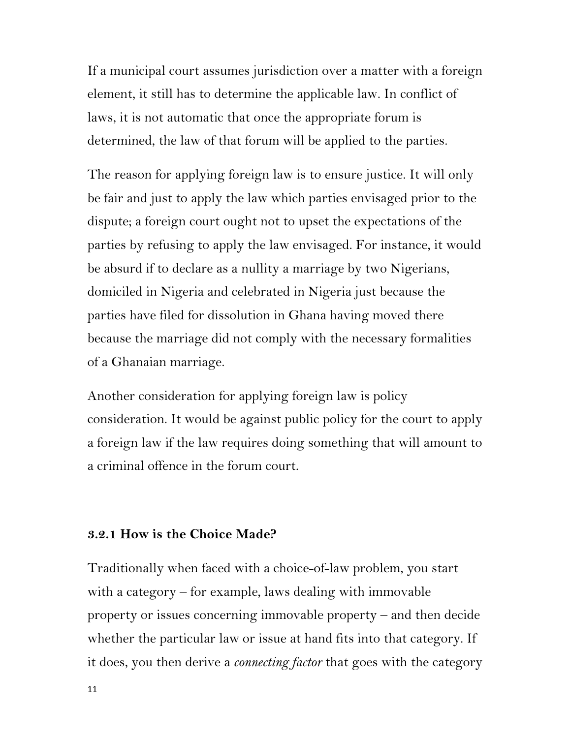If a municipal court assumes jurisdiction over a matter with a foreign element, it still has to determine the applicable law. In conflict of laws, it is not automatic that once the appropriate forum is determined, the law of that forum will be applied to the parties.

The reason for applying foreign law is to ensure justice. It will only be fair and just to apply the law which parties envisaged prior to the dispute; a foreign court ought not to upset the expectations of the parties by refusing to apply the law envisaged. For instance, it would be absurd if to declare as a nullity a marriage by two Nigerians, domiciled in Nigeria and celebrated in Nigeria just because the parties have filed for dissolution in Ghana having moved there because the marriage did not comply with the necessary formalities of a Ghanaian marriage.

Another consideration for applying foreign law is policy consideration. It would be against public policy for the court to apply a foreign law if the law requires doing something that will amount to a criminal offence in the forum court.

### 3.2.1 How is the Choice Made?

Traditionally when faced with a choice-of-law problem, you start with a category – for example, laws dealing with immovable property or issues concerning immovable property – and then decide whether the particular law or issue at hand fits into that category. If it does, you then derive a *connecting factor* that goes with the category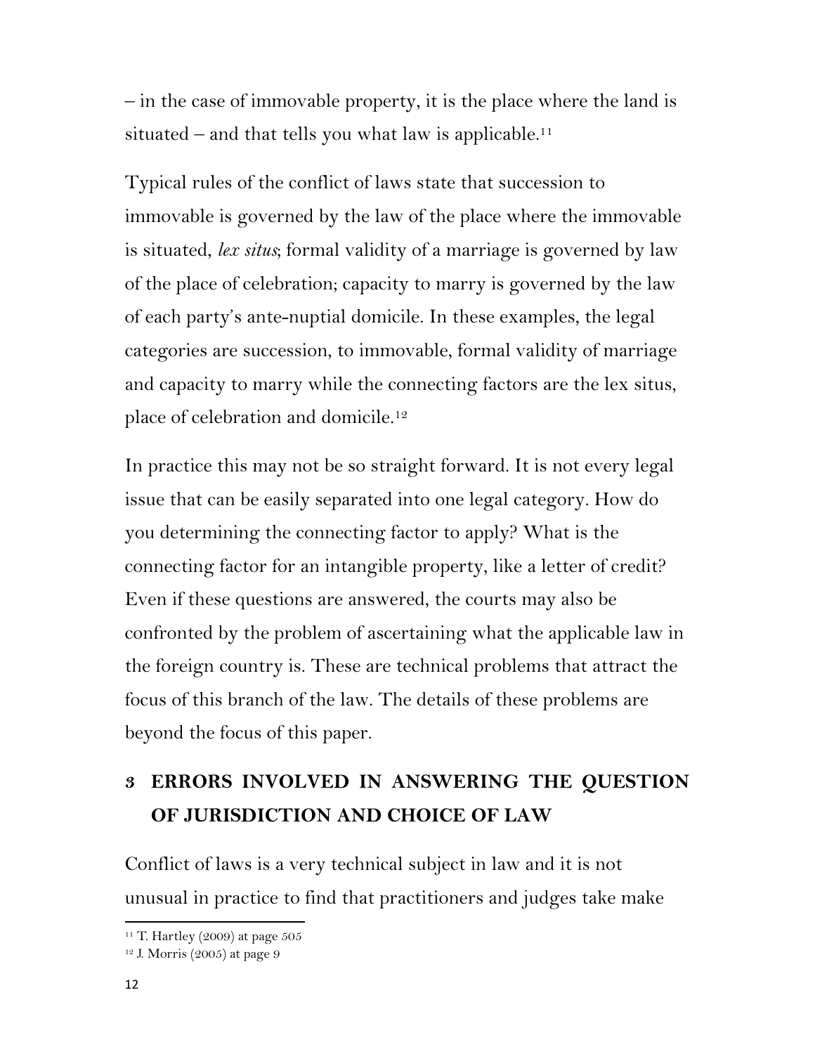– in the case of immovable property, it is the place where the land is situated – and that tells you what law is applicable.[11]

Typical rules of the conflict of laws state that succession to immovable is governed by the law of the place where the immovable is situated, *lex situs*; formal validity of a marriage is governed by law of the place of celebration; capacity to marry is governed by the law of each party's ante-nuptial domicile. In these examples, the legal categories are succession, to immovable, formal validity of marriage and capacity to marry while the connecting factors are the lex situs, place of celebration and domicile.[12]

In practice this may not be so straight forward. It is not every legal issue that can be easily separated into one legal category. How do you determining the connecting factor to apply? What is the connecting factor for an intangible property, like a letter of credit? Even if these questions are answered, the courts may also be confronted by the problem of ascertaining what the applicable law in the foreign country is. These are technical problems that attract the focus of this branch of the law. The details of these problems are beyond the focus of this paper.

## *3* ERRORS INVOLVED IN ANSWERING THE QUESTION OF JURISDICTION AND CHOICE OF LAW

Conflict of laws is a very technical subject in law and it is not unusual in practice to find that practitioners and judges take make

[11] T. Hartley (2009) at page 505

[12] J. Morris (2005) at page 9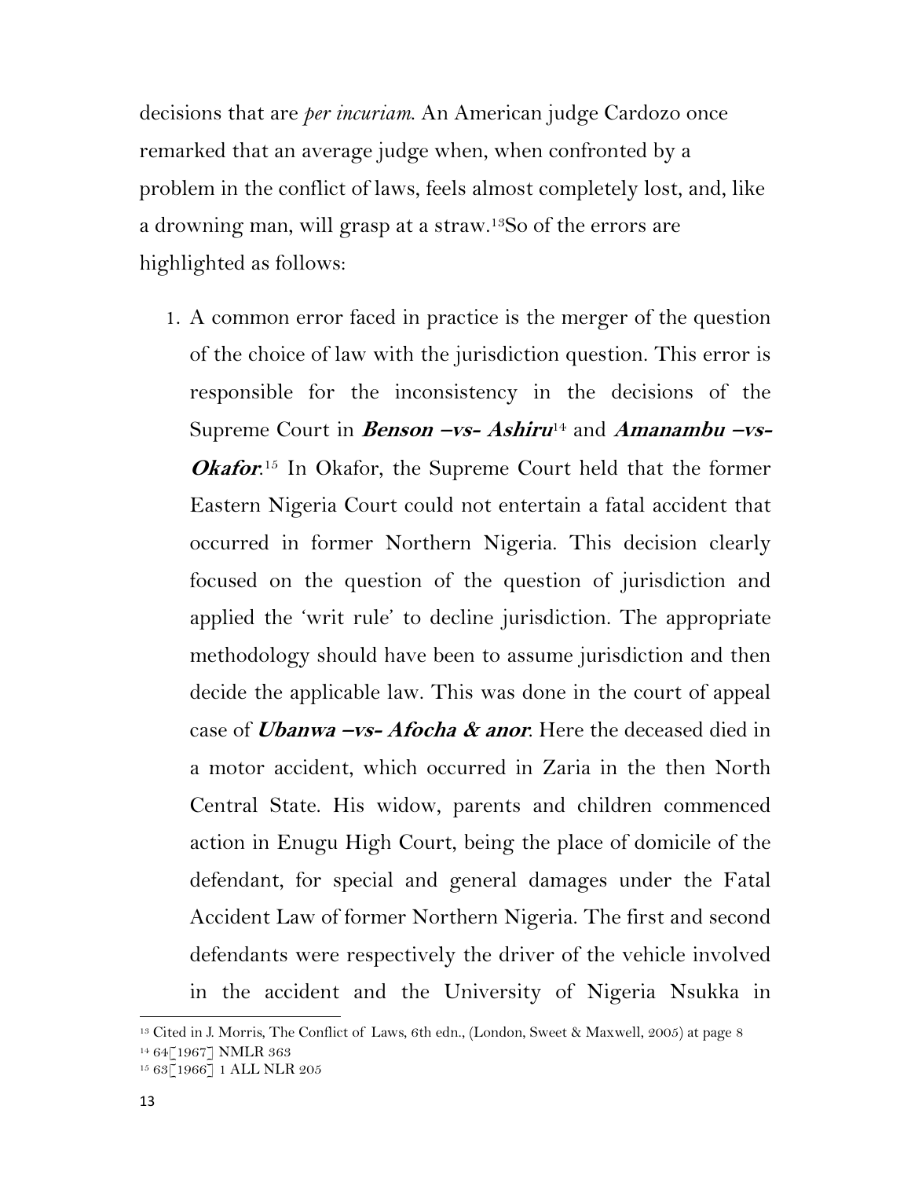decisions that are *per incuriam*. An American judge Cardozo once remarked that an average judge when, when confronted by a problem in the conflict of laws, feels almost completely lost, and, like a drowning man, will grasp at a straw.[13]So of the errors are highlighted as follows:

1. A common error faced in practice is the merger of the question of the choice of law with the jurisdiction question. This error is responsible for the inconsistency in the decisions of the Supreme Court in ***Benson –vs- Ashiru***[14] and ***Amanambu –vs- Okafor***.[15] In Okafor, the Supreme Court held that the former Eastern Nigeria Court could not entertain a fatal accident that occurred in former Northern Nigeria. This decision clearly focused on the question of the question of jurisdiction and applied the 'writ rule' to decline jurisdiction. The appropriate methodology should have been to assume jurisdiction and then decide the applicable law. This was done in the court of appeal case of ***Ubanwa –vs- Afocha & anor***. Here the deceased died in a motor accident, which occurred in Zaria in the then North Central State. His widow, parents and children commenced action in Enugu High Court, being the place of domicile of the defendant, for special and general damages under the Fatal Accident Law of former Northern Nigeria. The first and second defendants were respectively the driver of the vehicle involved in the accident and the University of Nigeria Nsukka in

---

[13] Cited in J. Morris, The Conflict of Laws, 6th edn., (London, Sweet & Maxwell, 2005) at page 8

[14] 64[1967] NMLR 363

[15] 63[1966] 1 ALL NLR 205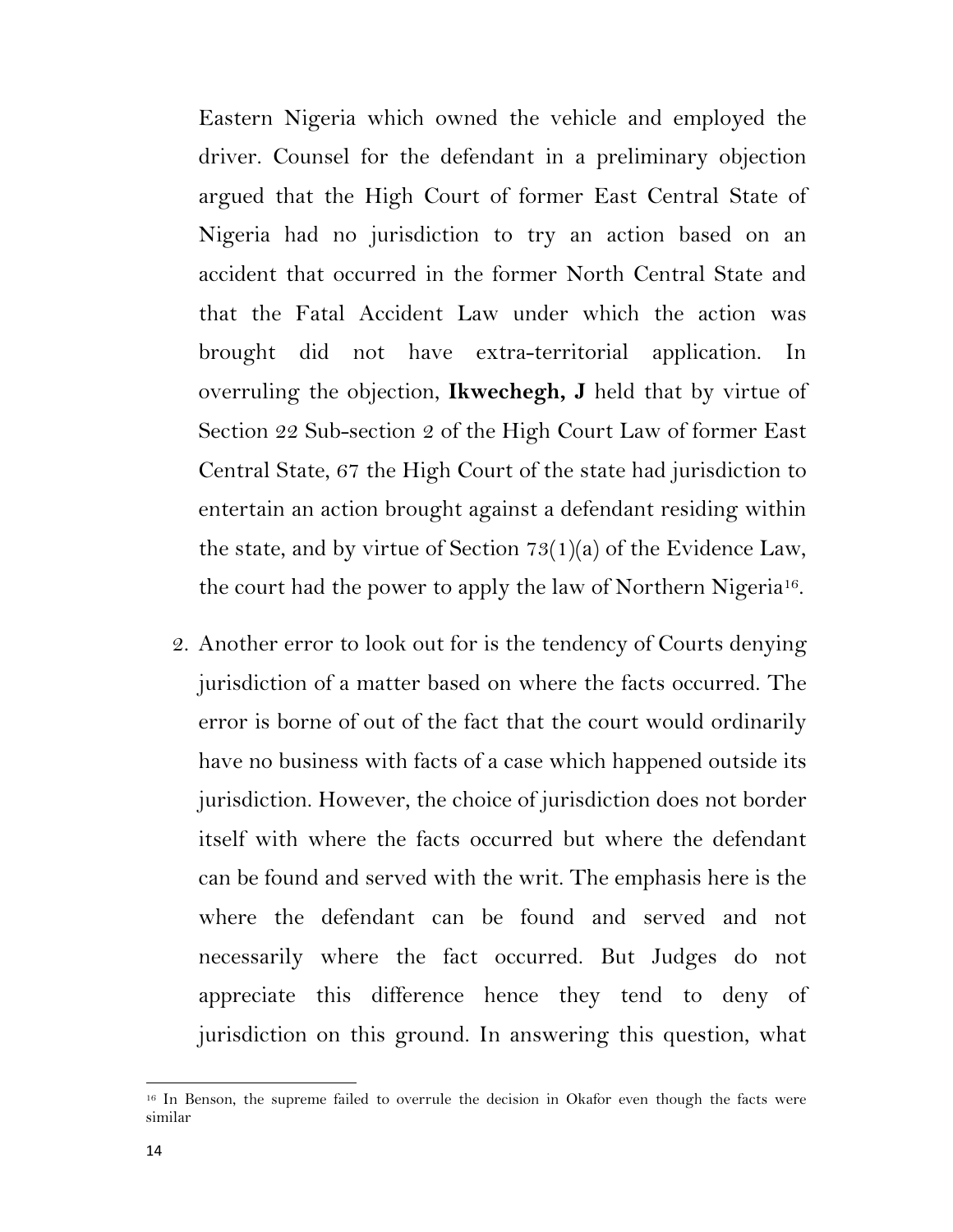Eastern Nigeria which owned the vehicle and employed the driver. Counsel for the defendant in a preliminary objection argued that the High Court of former East Central State of Nigeria had no jurisdiction to try an action based on an accident that occurred in the former North Central State and that the Fatal Accident Law under which the action was brought did not have extra-territorial application. In overruling the objection, **Ikwechegh, J** held that by virtue of Section 22 Sub-section 2 of the High Court Law of former East Central State, 67 the High Court of the state had jurisdiction to entertain an action brought against a defendant residing within the state, and by virtue of Section 73(1)(a) of the Evidence Law, the court had the power to apply the law of Northern Nigeria[16].

2. Another error to look out for is the tendency of Courts denying jurisdiction of a matter based on where the facts occurred. The error is borne of out of the fact that the court would ordinarily have no business with facts of a case which happened outside its jurisdiction. However, the choice of jurisdiction does not border itself with where the facts occurred but where the defendant can be found and served with the writ. The emphasis here is the where the defendant can be found and served and not necessarily where the fact occurred. But Judges do not appreciate this difference hence they tend to deny of jurisdiction on this ground. In answering this question, what

[16] In Benson, the supreme failed to overrule the decision in Okafor even though the facts were similar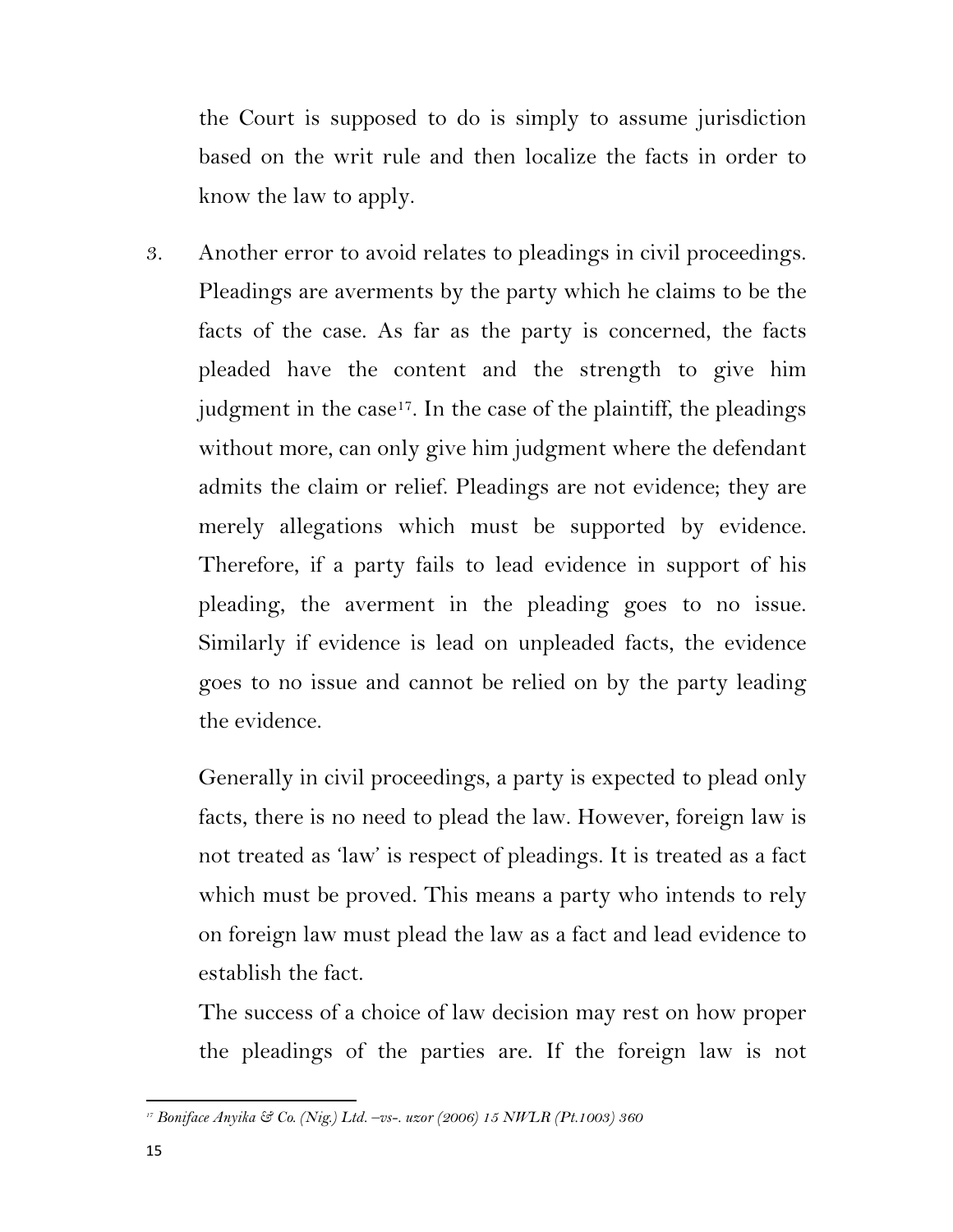the Court is supposed to do is simply to assume jurisdiction based on the writ rule and then localize the facts in order to know the law to apply.

3. Another error to avoid relates to pleadings in civil proceedings. Pleadings are averments by the party which he claims to be the facts of the case. As far as the party is concerned, the facts pleaded have the content and the strength to give him judgment in the case[17]. In the case of the plaintiff, the pleadings without more, can only give him judgment where the defendant admits the claim or relief. Pleadings are not evidence; they are merely allegations which must be supported by evidence. Therefore, if a party fails to lead evidence in support of his pleading, the averment in the pleading goes to no issue. Similarly if evidence is lead on unpleaded facts, the evidence goes to no issue and cannot be relied on by the party leading the evidence.

   Generally in civil proceedings, a party is expected to plead only facts, there is no need to plead the law. However, foreign law is not treated as 'law' is respect of pleadings. It is treated as a fact which must be proved. This means a party who intends to rely on foreign law must plead the law as a fact and lead evidence to establish the fact.

   The success of a choice of law decision may rest on how proper the pleadings of the parties are. If the foreign law is not

---

[17] *Boniface Anyika & Co. (Nig.) Ltd. –vs-. uzor (2006) 15 NWLR (Pt.1003) 360*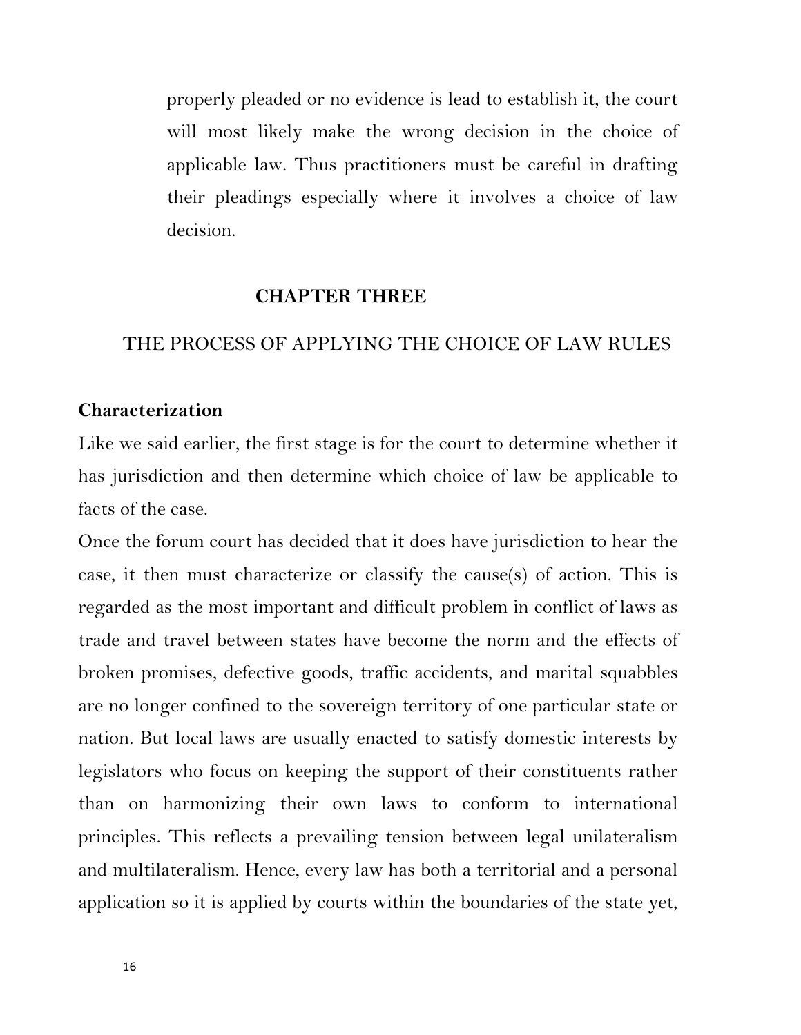properly pleaded or no evidence is lead to establish it, the court will most likely make the wrong decision in the choice of applicable law. Thus practitioners must be careful in drafting their pleadings especially where it involves a choice of law decision.

# CHAPTER THREE

## THE PROCESS OF APPLYING THE CHOICE OF LAW RULES

### Characterization

Like we said earlier, the first stage is for the court to determine whether it has jurisdiction and then determine which choice of law be applicable to facts of the case.

Once the forum court has decided that it does have jurisdiction to hear the case, it then must characterize or classify the cause(s) of action. This is regarded as the most important and difficult problem in conflict of laws as trade and travel between states have become the norm and the effects of broken promises, defective goods, traffic accidents, and marital squabbles are no longer confined to the sovereign territory of one particular state or nation. But local laws are usually enacted to satisfy domestic interests by legislators who focus on keeping the support of their constituents rather than on harmonizing their own laws to conform to international principles. This reflects a prevailing tension between legal unilateralism and multilateralism. Hence, every law has both a territorial and a personal application so it is applied by courts within the boundaries of the state yet,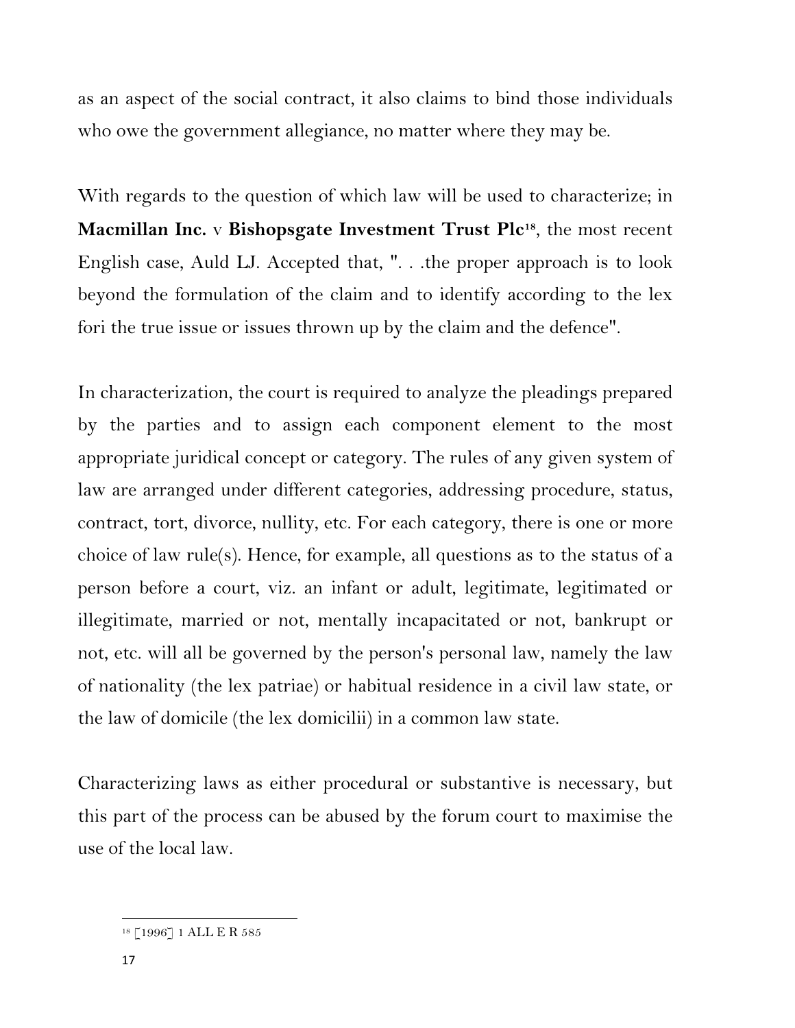as an aspect of the social contract, it also claims to bind those individuals who owe the government allegiance, no matter where they may be.

With regards to the question of which law will be used to characterize; in **Macmillan Inc.** v **Bishopsgate Investment Trust Plc**[18], the most recent English case, Auld LJ. Accepted that, ". . .the proper approach is to look beyond the formulation of the claim and to identify according to the lex fori the true issue or issues thrown up by the claim and the defence".

In characterization, the court is required to analyze the pleadings prepared by the parties and to assign each component element to the most appropriate juridical concept or category. The rules of any given system of law are arranged under different categories, addressing procedure, status, contract, tort, divorce, nullity, etc. For each category, there is one or more choice of law rule(s). Hence, for example, all questions as to the status of a person before a court, viz. an infant or adult, legitimate, legitimated or illegitimate, married or not, mentally incapacitated or not, bankrupt or not, etc. will all be governed by the person's personal law, namely the law of nationality (the lex patriae) or habitual residence in a civil law state, or the law of domicile (the lex domicilii) in a common law state.

Characterizing laws as either procedural or substantive is necessary, but this part of the process can be abused by the forum court to maximise the use of the local law.

---

[18] [1996] 1 ALL E R 585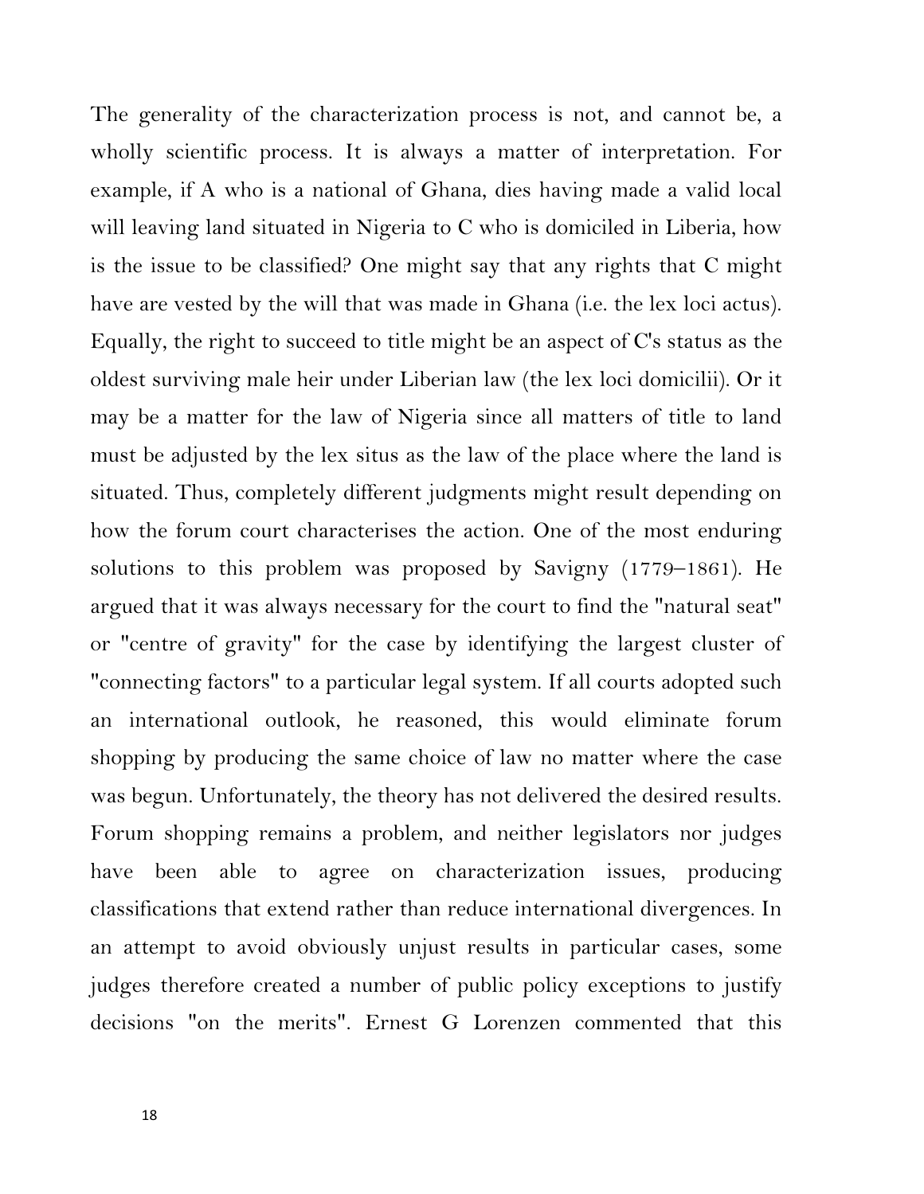The generality of the characterization process is not, and cannot be, a wholly scientific process. It is always a matter of interpretation. For example, if A who is a national of Ghana, dies having made a valid local will leaving land situated in Nigeria to C who is domiciled in Liberia, how is the issue to be classified? One might say that any rights that C might have are vested by the will that was made in Ghana (i.e. the lex loci actus). Equally, the right to succeed to title might be an aspect of C's status as the oldest surviving male heir under Liberian law (the lex loci domicilii). Or it may be a matter for the law of Nigeria since all matters of title to land must be adjusted by the lex situs as the law of the place where the land is situated. Thus, completely different judgments might result depending on how the forum court characterises the action. One of the most enduring solutions to this problem was proposed by Savigny (1779–1861). He argued that it was always necessary for the court to find the "natural seat" or "centre of gravity" for the case by identifying the largest cluster of "connecting factors" to a particular legal system. If all courts adopted such an international outlook, he reasoned, this would eliminate forum shopping by producing the same choice of law no matter where the case was begun. Unfortunately, the theory has not delivered the desired results. Forum shopping remains a problem, and neither legislators nor judges have been able to agree on characterization issues, producing classifications that extend rather than reduce international divergences. In an attempt to avoid obviously unjust results in particular cases, some judges therefore created a number of public policy exceptions to justify decisions "on the merits". Ernest G Lorenzen commented that this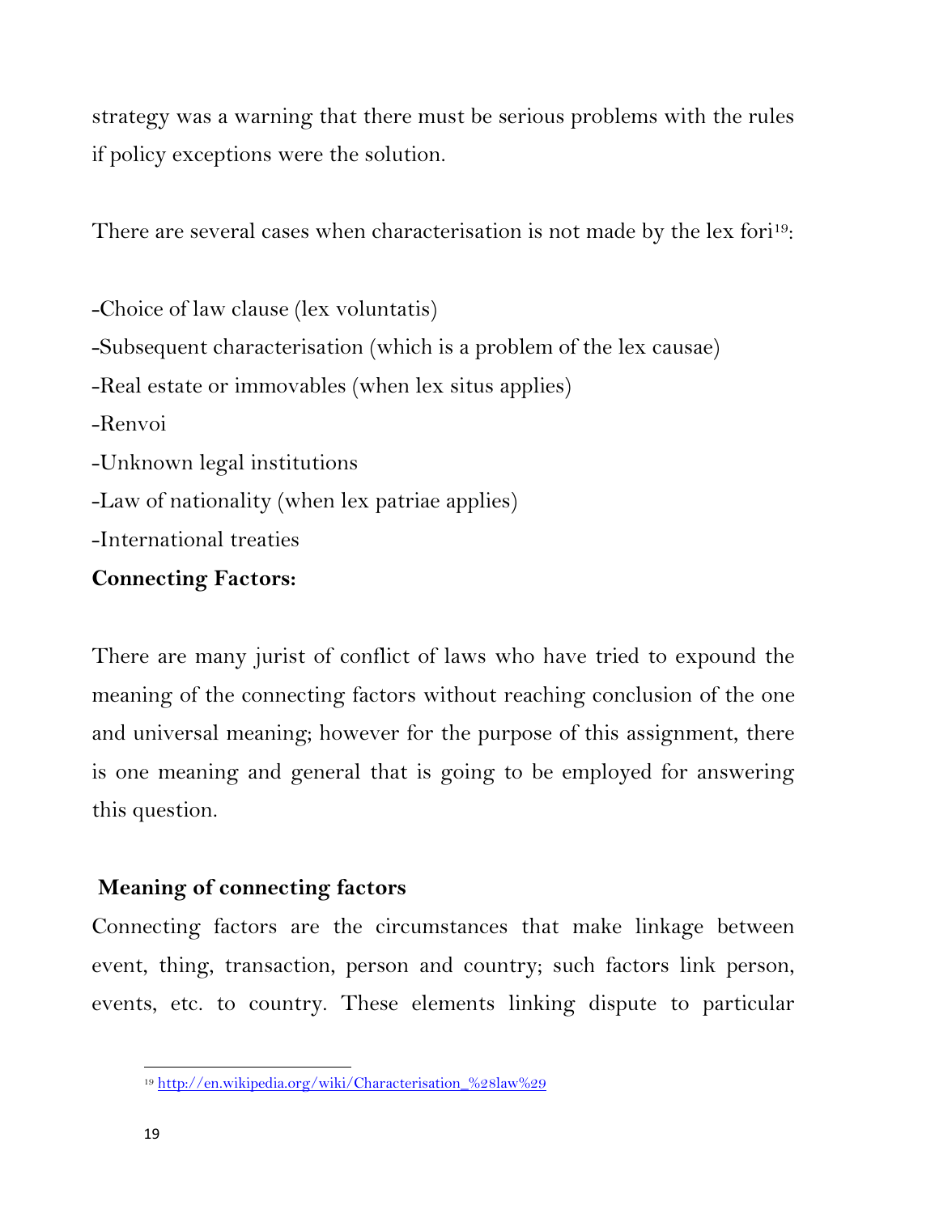strategy was a warning that there must be serious problems with the rules if policy exceptions were the solution.

There are several cases when characterisation is not made by the lex fori[19]:

-Choice of law clause (lex voluntatis)
-Subsequent characterisation (which is a problem of the lex causae)
-Real estate or immovables (when lex situs applies)
-Renvoi
-Unknown legal institutions
-Law of nationality (when lex patriae applies)
-International treaties

**Connecting Factors:**

There are many jurist of conflict of laws who have tried to expound the meaning of the connecting factors without reaching conclusion of the one and universal meaning; however for the purpose of this assignment, there is one meaning and general that is going to be employed for answering this question.

**Meaning of connecting factors**

Connecting factors are the circumstances that make linkage between event, thing, transaction, person and country; such factors link person, events, etc. to country. These elements linking dispute to particular

[19] http://en.wikipedia.org/wiki/Characterisation_%28law%29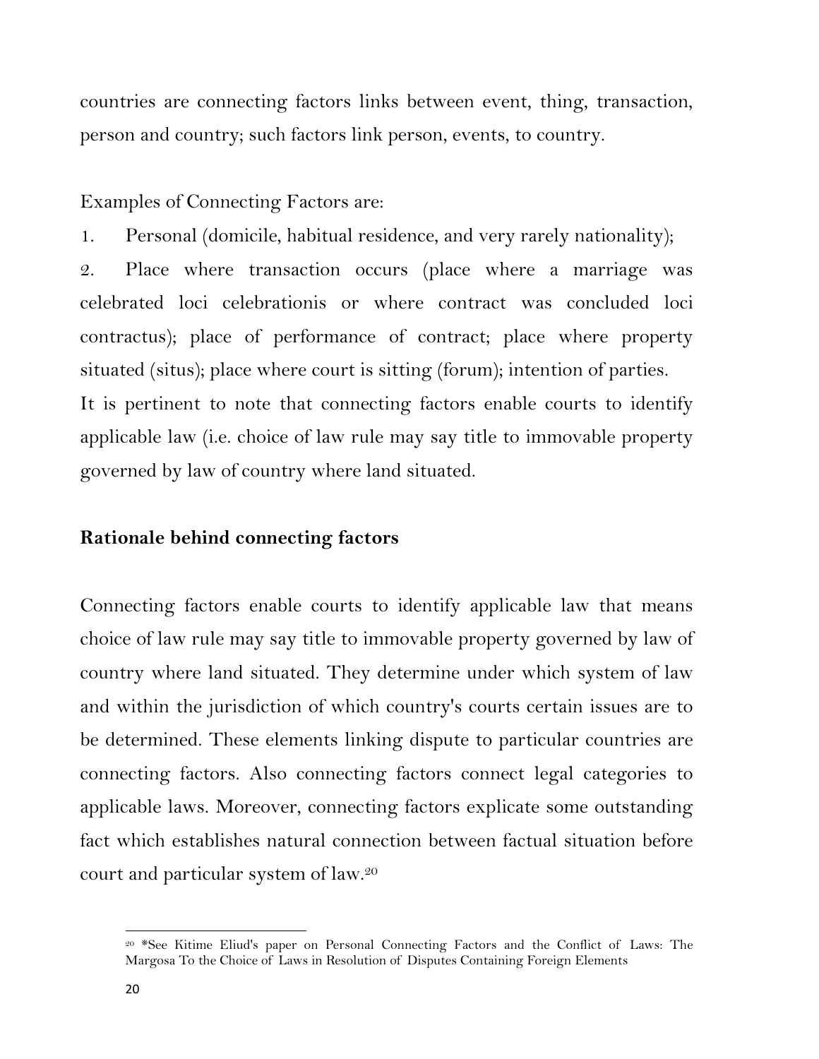countries are connecting factors links between event, thing, transaction, person and country; such factors link person, events, to country.

Examples of Connecting Factors are:

1. Personal (domicile, habitual residence, and very rarely nationality);
2. Place where transaction occurs (place where a marriage was celebrated loci celebrationis or where contract was concluded loci contractus); place of performance of contract; place where property situated (situs); place where court is sitting (forum); intention of parties.

It is pertinent to note that connecting factors enable courts to identify applicable law (i.e. choice of law rule may say title to immovable property governed by law of country where land situated.

## Rationale behind connecting factors

Connecting factors enable courts to identify applicable law that means choice of law rule may say title to immovable property governed by law of country where land situated. They determine under which system of law and within the jurisdiction of which country's courts certain issues are to be determined. These elements linking dispute to particular countries are connecting factors. Also connecting factors connect legal categories to applicable laws. Moreover, connecting factors explicate some outstanding fact which establishes natural connection between factual situation before court and particular system of law.[20]

---

[20] *See Kitime Eliud's paper on Personal Connecting Factors and the Conflict of Laws: The Margosa To the Choice of Laws in Resolution of Disputes Containing Foreign Elements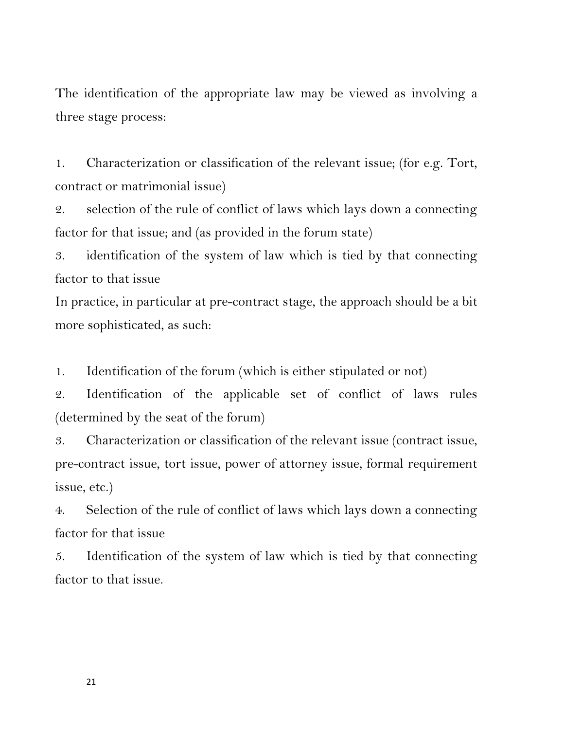The identification of the appropriate law may be viewed as involving a three stage process:

1. Characterization or classification of the relevant issue; (for e.g. Tort, contract or matrimonial issue)
2. selection of the rule of conflict of laws which lays down a connecting factor for that issue; and (as provided in the forum state)
3. identification of the system of law which is tied by that connecting factor to that issue

In practice, in particular at pre-contract stage, the approach should be a bit more sophisticated, as such:

1. Identification of the forum (which is either stipulated or not)
2. Identification of the applicable set of conflict of laws rules (determined by the seat of the forum)
3. Characterization or classification of the relevant issue (contract issue, pre-contract issue, tort issue, power of attorney issue, formal requirement issue, etc.)
4. Selection of the rule of conflict of laws which lays down a connecting factor for that issue
5. Identification of the system of law which is tied by that connecting factor to that issue.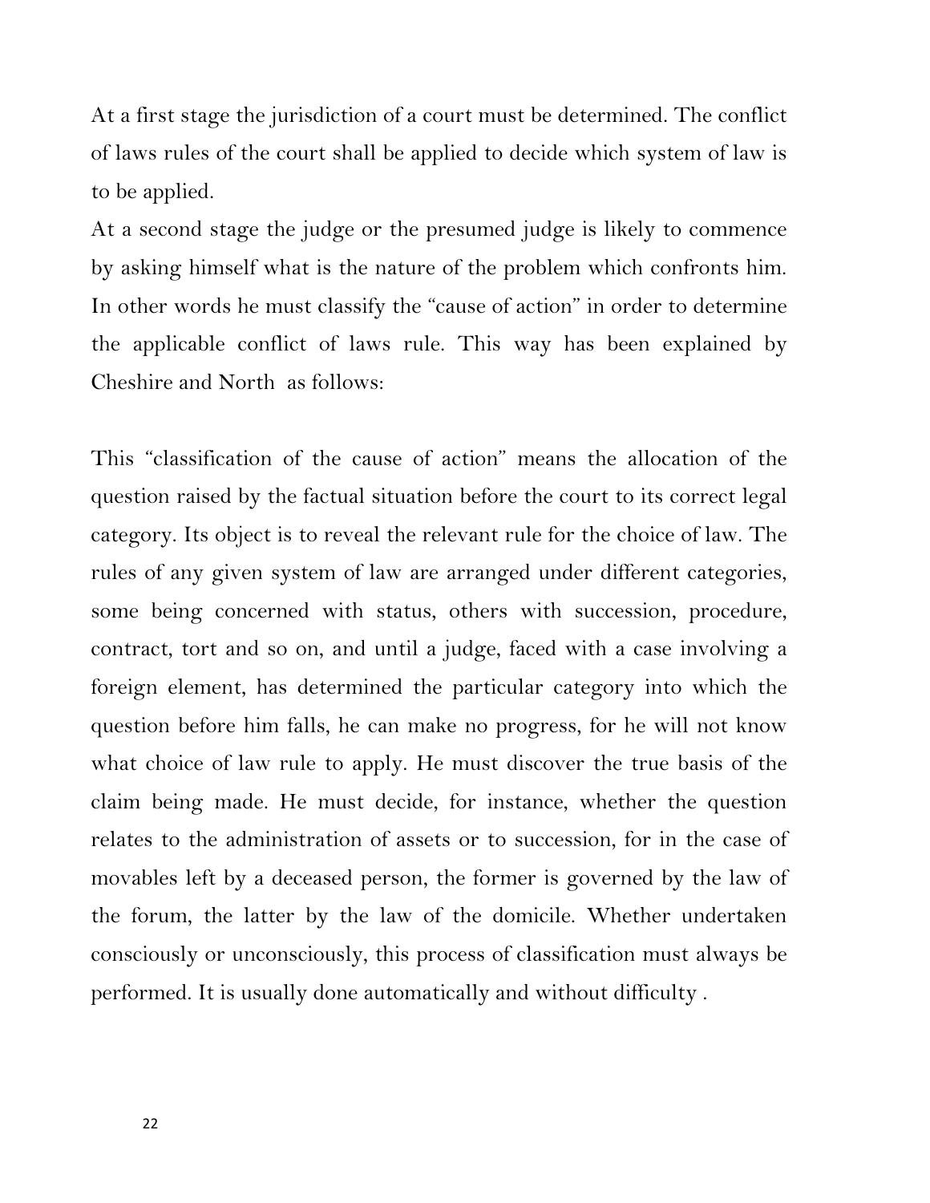At a first stage the jurisdiction of a court must be determined. The conflict of laws rules of the court shall be applied to decide which system of law is to be applied.

At a second stage the judge or the presumed judge is likely to commence by asking himself what is the nature of the problem which confronts him. In other words he must classify the "cause of action" in order to determine the applicable conflict of laws rule. This way has been explained by Cheshire and North as follows:

This "classification of the cause of action" means the allocation of the question raised by the factual situation before the court to its correct legal category. Its object is to reveal the relevant rule for the choice of law. The rules of any given system of law are arranged under different categories, some being concerned with status, others with succession, procedure, contract, tort and so on, and until a judge, faced with a case involving a foreign element, has determined the particular category into which the question before him falls, he can make no progress, for he will not know what choice of law rule to apply. He must discover the true basis of the claim being made. He must decide, for instance, whether the question relates to the administration of assets or to succession, for in the case of movables left by a deceased person, the former is governed by the law of the forum, the latter by the law of the domicile. Whether undertaken consciously or unconsciously, this process of classification must always be performed. It is usually done automatically and without difficulty .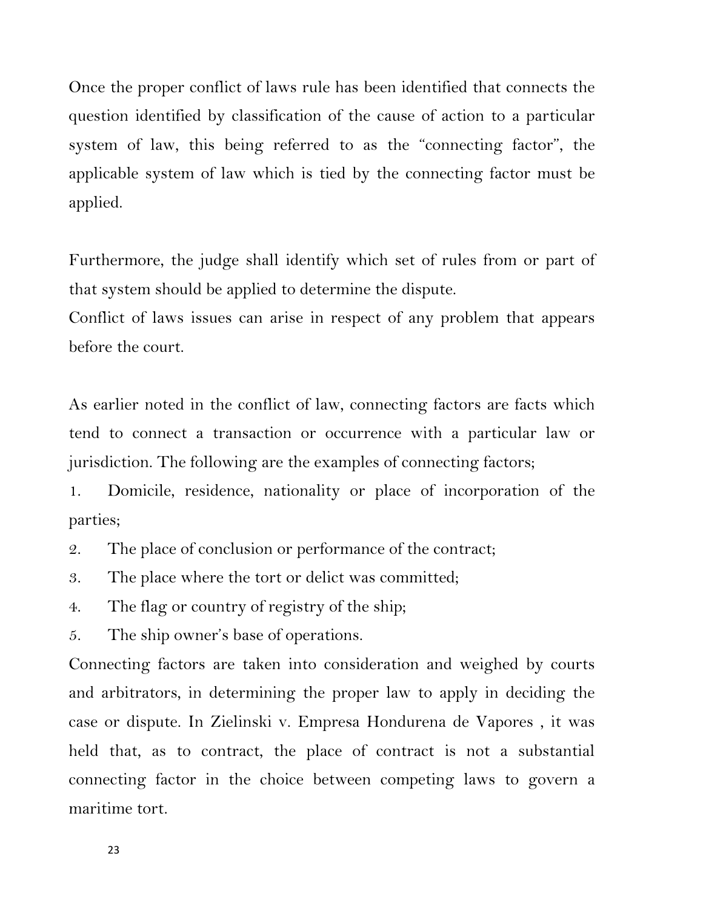Once the proper conflict of laws rule has been identified that connects the question identified by classification of the cause of action to a particular system of law, this being referred to as the "connecting factor", the applicable system of law which is tied by the connecting factor must be applied.

Furthermore, the judge shall identify which set of rules from or part of that system should be applied to determine the dispute.
Conflict of laws issues can arise in respect of any problem that appears before the court.

As earlier noted in the conflict of law, connecting factors are facts which tend to connect a transaction or occurrence with a particular law or jurisdiction. The following are the examples of connecting factors;

1. Domicile, residence, nationality or place of incorporation of the parties;
2. The place of conclusion or performance of the contract;
3. The place where the tort or delict was committed;
4. The flag or country of registry of the ship;
5. The ship owner's base of operations.

Connecting factors are taken into consideration and weighed by courts and arbitrators, in determining the proper law to apply in deciding the case or dispute. In Zielinski v. Empresa Hondurena de Vapores , it was held that, as to contract, the place of contract is not a substantial connecting factor in the choice between competing laws to govern a maritime tort.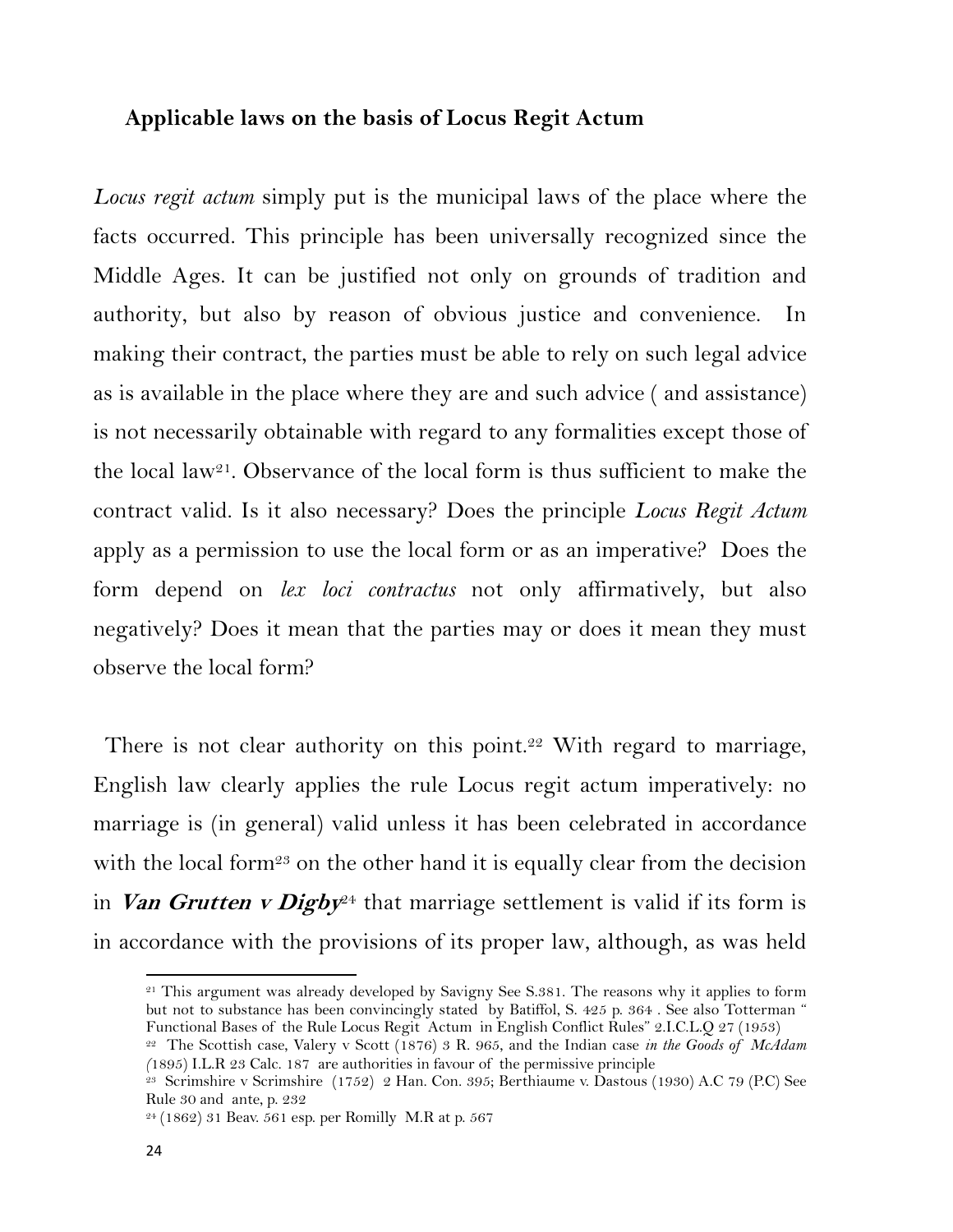### **Applicable laws on the basis of Locus Regit Actum**

*Locus regit actum* simply put is the municipal laws of the place where the facts occurred. This principle has been universally recognized since the Middle Ages. It can be justified not only on grounds of tradition and authority, but also by reason of obvious justice and convenience. In making their contract, the parties must be able to rely on such legal advice as is available in the place where they are and such advice ( and assistance) is not necessarily obtainable with regard to any formalities except those of the local law[21]. Observance of the local form is thus sufficient to make the contract valid. Is it also necessary? Does the principle *Locus Regit Actum* apply as a permission to use the local form or as an imperative? Does the form depend on *lex loci contractus* not only affirmatively, but also negatively? Does it mean that the parties may or does it mean they must observe the local form?

There is not clear authority on this point.[22] With regard to marriage, English law clearly applies the rule Locus regit actum imperatively: no marriage is (in general) valid unless it has been celebrated in accordance with the local form[23] on the other hand it is equally clear from the decision in ***Van Grutten v Digby***[24] that marriage settlement is valid if its form is in accordance with the provisions of its proper law, although, as was held

---

[21] This argument was already developed by Savigny See S.381. The reasons why it applies to form but not to substance has been convincingly stated by Batiffol, S. 425 p. 364 . See also Totterman " Functional Bases of the Rule Locus Regit Actum in English Conflict Rules" 2.I.C.L.Q 27 (1953)

[22] The Scottish case, Valery v Scott (1876) 3 R. 965, and the Indian case *in the Goods of McAdam (*1895) I.L.R 23 Calc. 187 are authorities in favour of the permissive principle

[23] Scrimshire v Scrimshire (1752) 2 Han. Con. 395; Berthiaume v. Dastous (1930) A.C 79 (P.C) See Rule 30 and ante, p. 232

[24] (1862) 31 Beav. 561 esp. per Romilly M.R at p. 567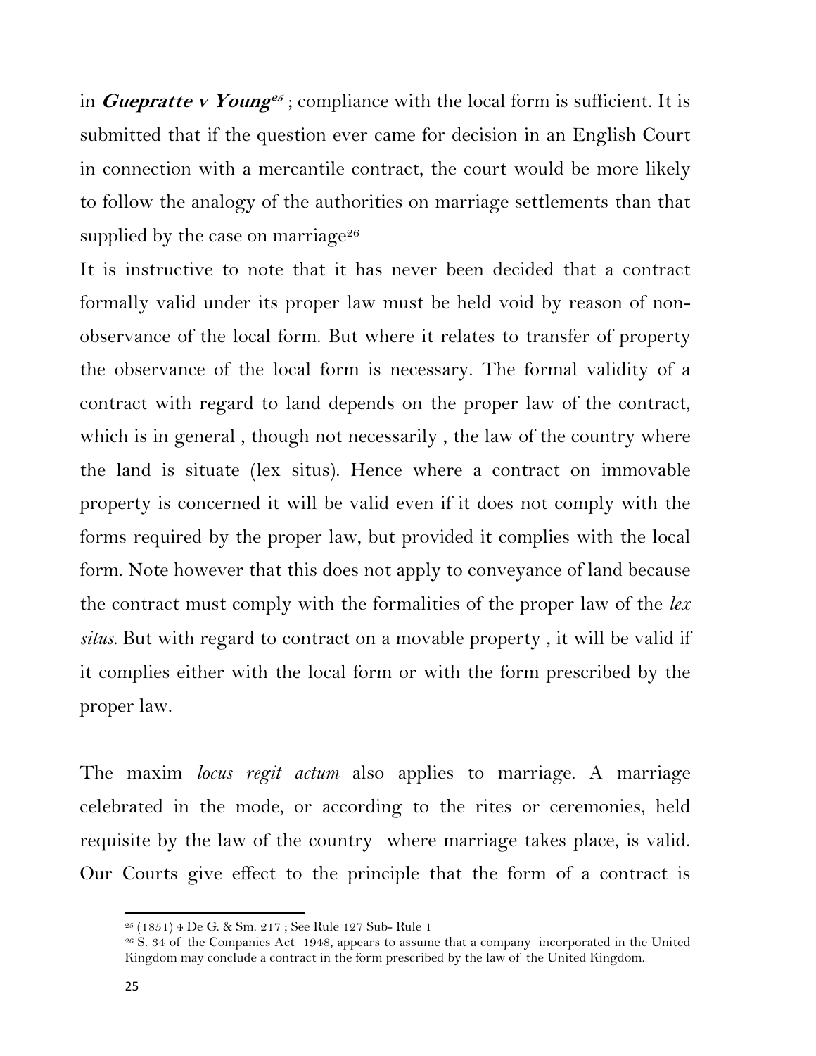in ***Guepratte v Young***[25] ; compliance with the local form is sufficient. It is submitted that if the question ever came for decision in an English Court in connection with a mercantile contract, the court would be more likely to follow the analogy of the authorities on marriage settlements than that supplied by the case on marriage[26]

It is instructive to note that it has never been decided that a contract formally valid under its proper law must be held void by reason of non-observance of the local form. But where it relates to transfer of property the observance of the local form is necessary. The formal validity of a contract with regard to land depends on the proper law of the contract, which is in general , though not necessarily , the law of the country where the land is situate (lex situs). Hence where a contract on immovable property is concerned it will be valid even if it does not comply with the forms required by the proper law, but provided it complies with the local form. Note however that this does not apply to conveyance of land because the contract must comply with the formalities of the proper law of the *lex situs.* But with regard to contract on a movable property , it will be valid if it complies either with the local form or with the form prescribed by the proper law.

The maxim *locus regit actum* also applies to marriage. A marriage celebrated in the mode, or according to the rites or ceremonies, held requisite by the law of the country where marriage takes place, is valid. Our Courts give effect to the principle that the form of a contract is

---

[25] (1851) 4 De G. & Sm. 217 ; See Rule 127 Sub- Rule 1

[26] S. 34 of the Companies Act 1948, appears to assume that a company incorporated in the United Kingdom may conclude a contract in the form prescribed by the law of the United Kingdom.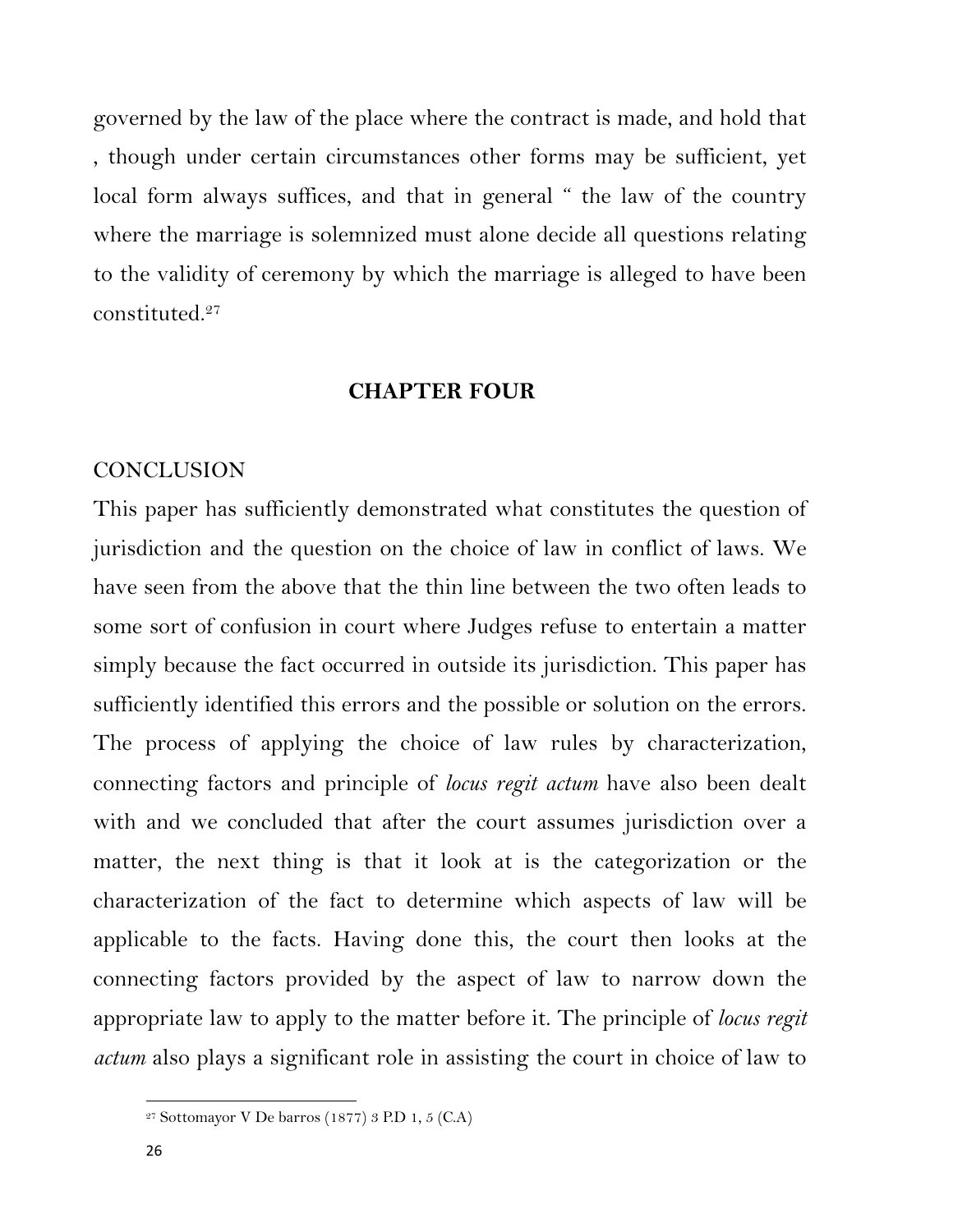governed by the law of the place where the contract is made, and hold that , though under certain circumstances other forms may be sufficient, yet local form always suffices, and that in general " the law of the country where the marriage is solemnized must alone decide all questions relating to the validity of ceremony by which the marriage is alleged to have been constituted.[27]

## CHAPTER FOUR

CONCLUSION

This paper has sufficiently demonstrated what constitutes the question of jurisdiction and the question on the choice of law in conflict of laws. We have seen from the above that the thin line between the two often leads to some sort of confusion in court where Judges refuse to entertain a matter simply because the fact occurred in outside its jurisdiction. This paper has sufficiently identified this errors and the possible or solution on the errors. The process of applying the choice of law rules by characterization, connecting factors and principle of *locus regit actum* have also been dealt with and we concluded that after the court assumes jurisdiction over a matter, the next thing is that it look at is the categorization or the characterization of the fact to determine which aspects of law will be applicable to the facts. Having done this, the court then looks at the connecting factors provided by the aspect of law to narrow down the appropriate law to apply to the matter before it. The principle of *locus regit actum* also plays a significant role in assisting the court in choice of law to

[27] Sottomayor V De barros (1877) 3 P.D 1, 5 (C.A)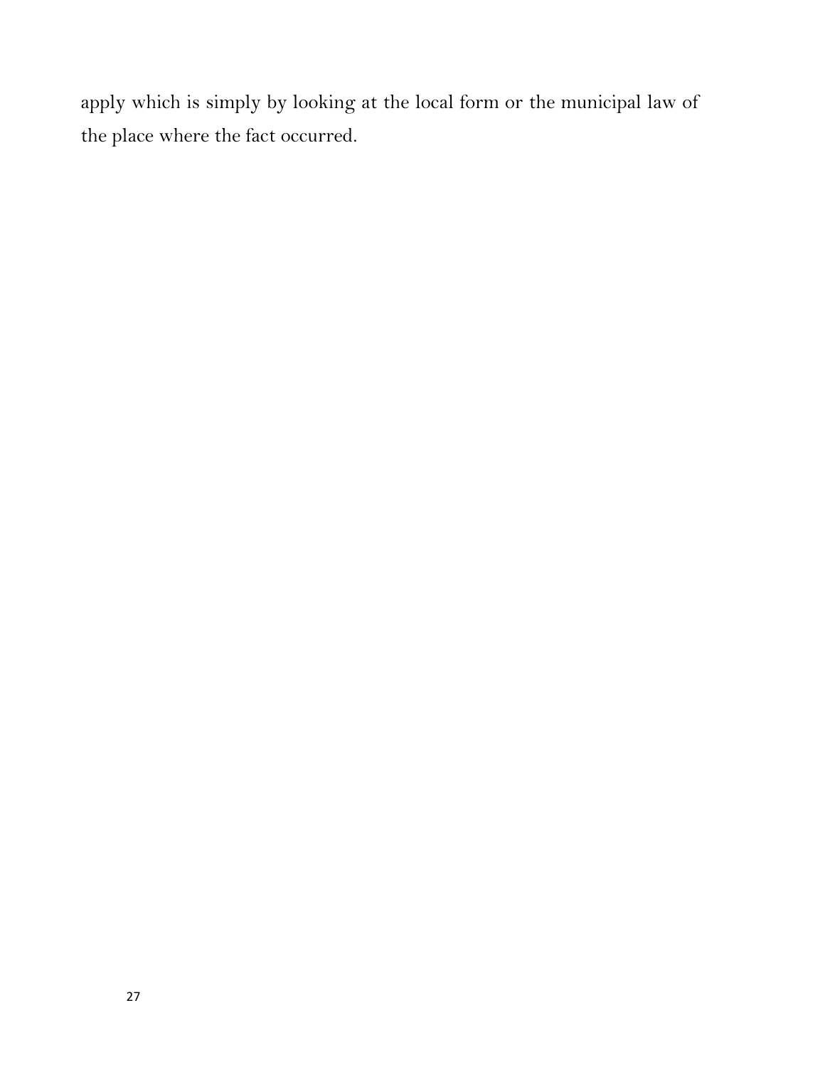apply which is simply by looking at the local form or the municipal law of the place where the fact occurred.